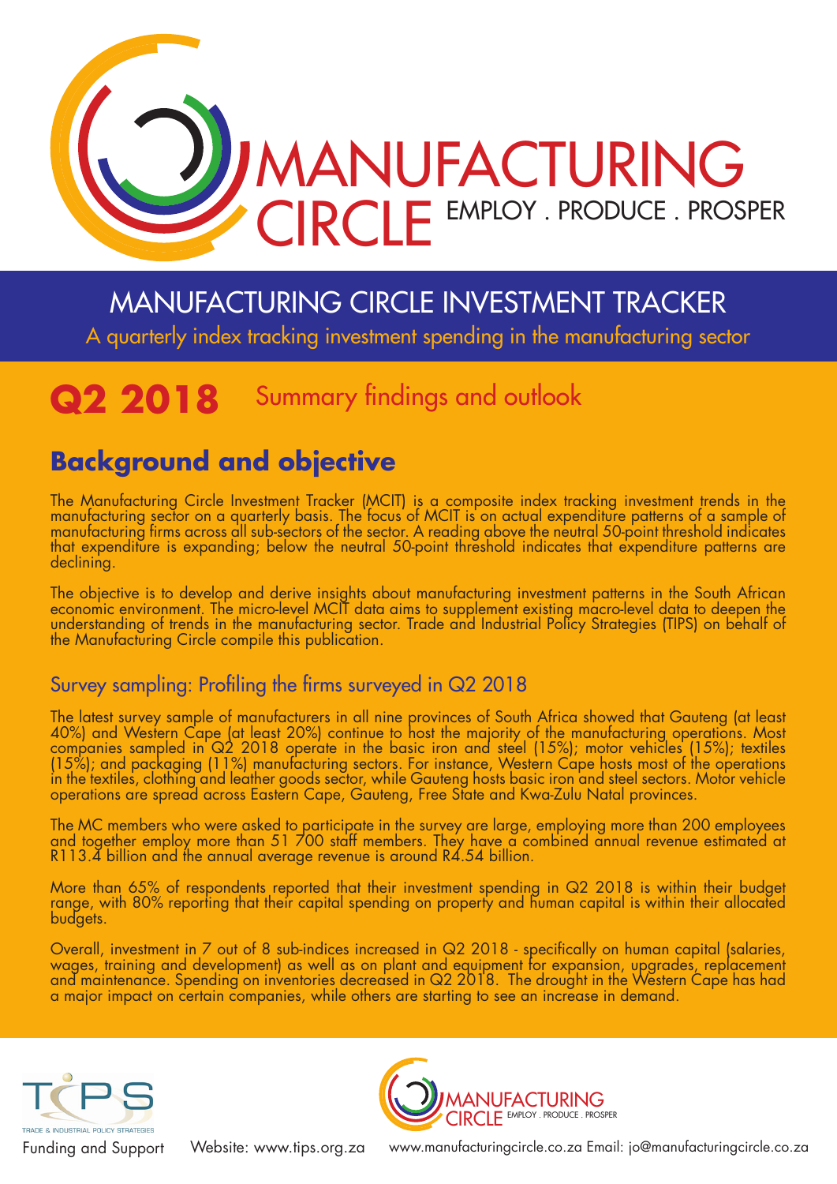# MANUFACTURING CIRCLE

EMPLOY . PRODUCE . PROSPER

## MANUFACTURING CIRCLE INVESTMENT TRACKER

A quarterly index tracking investment spending in the manufacturing sector

## Q2 2018 Summary findings and outlook

## Background and objective

The Manufacturing Circle Investment Tracker (MCIT) is a composite index tracking investment trends in the manufacturing sector on a quarterly basis. The focus of MCIT is on actual expenditure patterns of a sample of manufacturing firms across all sub-sectors of the sector. A reading above the neutral 50-point threshold indicates that expenditure is expanding; below the neutral 50-point threshold indicates that expenditure patterns are declining.

The objective is to develop and derive insights about manufacturing investment patterns in the South African economic environment. The micro-level MCIT data aims to supplement existing macro-level data to deepen the understanding of trends in the manufacturing sector. Trade and Industrial Policy Strategies (TIPS) on behalf of the Manufacturing Circle compile this publication.

### Survey sampling: Profiling the firms surveyed in Q2 2018

The latest survey sample of manufacturers in all nine provinces of South Africa showed that Gauteng (at least 40%) and Western Cape (at least 20%) continue to host the majority of the manufacturing operations. Most companies sampled in Q2 2018 operate in the basic iron and steel (15%); motor vehicles (15%); textiles (15%); and packaging (11%) manufacturing sectors. For instance, Western Cape hosts most of the operations in the textiles, clothing and leather goods sector, while Gauteng hosts basic iron and steel sectors. Motor vehicle operations are spread across Eastern Cape, Gauteng, Free State and Kwa-Zulu Natal provinces.

The MC members who were asked to participate in the survey are large, employing more than 200 employees and together employ more than 51 700 staff members. They have a combined annual revenue estimated at R113.4 billion and the annual average revenue is around R4.54 billion.

More than 65% of respondents reported that their investment spending in Q2 2018 is within their budget range, with 80% reporting that their capital spending on property and human capital is within their allocated budgets.

Overall, investment in 7 out of 8 sub-indices increased in Q2 2018 - specifically on human capital (salaries, wages, training and development) as well as on plant and equipment for expansion, upgrades, replacement and maintenance. Spending on inventories decreased in Q2 2018. The drought in the Western Cape has had a major impact on certain companies, while others are starting to see an increase in demand.

TIPS – TRADE & INDUSTRIAL POLICY STRATEGIES

Funding and Support Website: www.tips.org.za

MANUFACTURING CIRCLE EMPLOY . PRODUCE . PROSPER

www.manufacturingcircle.co.za Email: jo@manufacturingcircle.co.za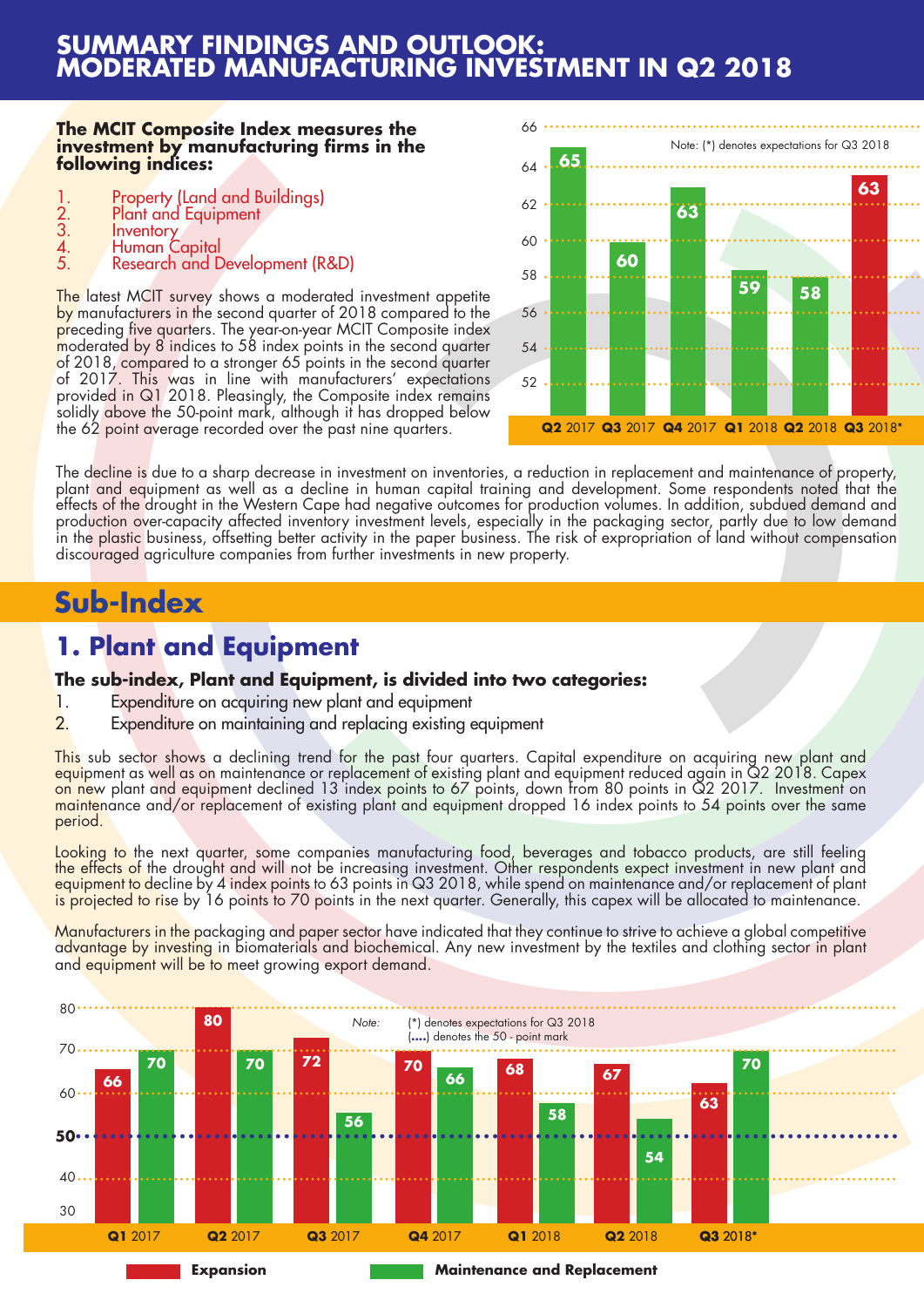# SUMMARY FINDINGS AND OUTLOOK: MODERATED MANUFACTURING INVESTMENT IN Q2 2018

**The MCIT Composite Index measures the investment by manufacturing firms in the following indices:**

1. Property (Land and Buildings)
2. Plant and Equipment
3. Inventory
4. Human Capital
5. Research and Development (R&D)

The latest MCIT survey shows a moderated investment appetite by manufacturers in the second quarter of 2018 compared to the preceding five quarters. The year-on-year MCIT Composite index moderated by 8 indices to 58 index points in the second quarter of 2018, compared to a stronger 65 points in the second quarter of 2017. This was in line with manufacturers' expectations provided in Q1 2018. Pleasingly, the Composite index remains solidly above the 50-point mark, although it has dropped below the 62 point average recorded over the past nine quarters.

Note: (*) denotes expectations for Q3 2018

| Quarter | Q2 2017 | Q3 2017 | Q4 2017 | Q1 2018 | Q2 2018 | Q3 2018* |
|---|---|---|---|---|---|---|
| MCIT Composite Index | 65 | 60 | 63 | 59 | 58 | 63 |

The decline is due to a sharp decrease in investment on inventories, a reduction in replacement and maintenance of property, plant and equipment as well as a decline in human capital training and development. Some respondents noted that the effects of the drought in the Western Cape had negative outcomes for production volumes. In addition, subdued demand and production over-capacity affected inventory investment levels, especially in the packaging sector, partly due to low demand in the plastic business, offsetting better activity in the paper business. The risk of expropriation of land without compensation discouraged agriculture companies from further investments in new property.

## Sub-Index

### 1. Plant and Equipment

**The sub-index, Plant and Equipment, is divided into two categories:**

1. Expenditure on acquiring new plant and equipment
2. Expenditure on maintaining and replacing existing equipment

This sub sector shows a declining trend for the past four quarters. Capital expenditure on acquiring new plant and equipment as well as on maintenance or replacement of existing plant and equipment reduced again in Q2 2018. Capex on new plant and equipment declined 13 index points to 67 points, down from 80 points in Q2 2017. Investment on maintenance and/or replacement of existing plant and equipment dropped 16 index points to 54 points over the same period.

Looking to the next quarter, some companies manufacturing food, beverages and tobacco products, are still feeling the effects of the drought and will not be increasing investment. Other respondents expect investment in new plant and equipment to decline by 4 index points to 63 points in Q3 2018, while spend on maintenance and/or replacement of plant is projected to rise by 16 points to 70 points in the next quarter. Generally, this capex will be allocated to maintenance.

Manufacturers in the packaging and paper sector have indicated that they continue to strive to achieve a global competitive advantage by investing in biomaterials and biochemical. Any new investment by the textiles and clothing sector in plant and equipment will be to meet growing export demand.

Note: (*) denotes expectations for Q3 2018; (....) denotes the 50 - point mark

| Quarter | Q1 2017 | Q2 2017 | Q3 2017 | Q4 2017 | Q1 2018 | Q2 2018 | Q3 2018* |
|---|---|---|---|---|---|---|---|
| Expansion | 66 | 80 | 72 | 70 | 68 | 67 | 63 |
| Maintenance and Replacement | 70 | 70 | 56 | 66 | 58 | 54 | 70 |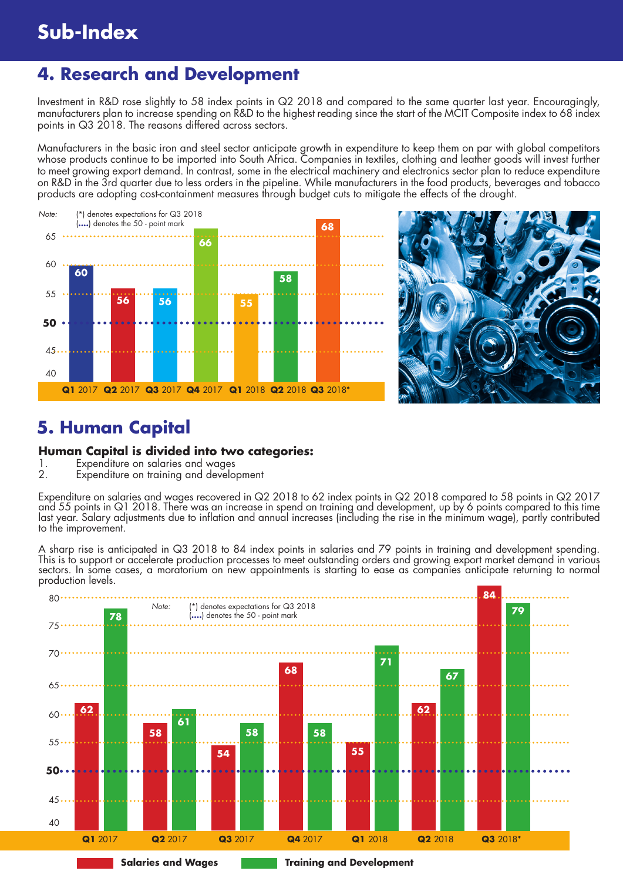# Sub-Index

## 4. Research and Development

Investment in R&D rose slightly to 58 index points in Q2 2018 and compared to the same quarter last year. Encouragingly, manufacturers plan to increase spending on R&D to the highest reading since the start of the MCIT Composite index to 68 index points in Q3 2018. The reasons differed across sectors.

Manufacturers in the basic iron and steel sector anticipate growth in expenditure to keep them on par with global competitors whose products continue to be imported into South Africa. Companies in textiles, clothing and leather goods will invest further to meet growing export demand. In contrast, some in the electrical machinery and electronics sector plan to reduce expenditure on R&D in the 3rd quarter due to less orders in the pipeline. While manufacturers in the food products, beverages and tobacco products are adopting cost-containment measures through budget cuts to mitigate the effects of the drought.

*Note:* (*) denotes expectations for Q3 2018
(....) denotes the 50 - point mark

| Q1 2017 | Q2 2017 | Q3 2017 | Q4 2017 | Q1 2018 | Q2 2018 | Q3 2018* |
|---|---|---|---|---|---|---|
| 60 | 56 | 56 | 66 | 55 | 58 | 68 |

## 5. Human Capital

**Human Capital is divided into two categories:**

1. Expenditure on salaries and wages
2. Expenditure on training and development

Expenditure on salaries and wages recovered in Q2 2018 to 62 index points in Q2 2018 compared to 58 points in Q2 2017 and 55 points in Q1 2018. There was an increase in spend on training and development, up by 6 points compared to this time last year. Salary adjustments due to inflation and annual increases (including the rise in the minimum wage), partly contributed to the improvement.

A sharp rise is anticipated in Q3 2018 to 84 index points in salaries and 79 points in training and development spending. This is to support or accelerate production processes to meet outstanding orders and growing export market demand in various sectors. In some cases, a moratorium on new appointments is starting to ease as companies anticipate returning to normal production levels.

*Note:* (*) denotes expectations for Q3 2018
(....) denotes the 50 - point mark

| | Q1 2017 | Q2 2017 | Q3 2017 | Q4 2017 | Q1 2018 | Q2 2018 | Q3 2018* |
|---|---|---|---|---|---|---|---|
| Salaries and Wages | 62 | 58 | 54 | 68 | 55 | 62 | 84 |
| Training and Development | 78 | 61 | 58 | 58 | 71 | 67 | 79 |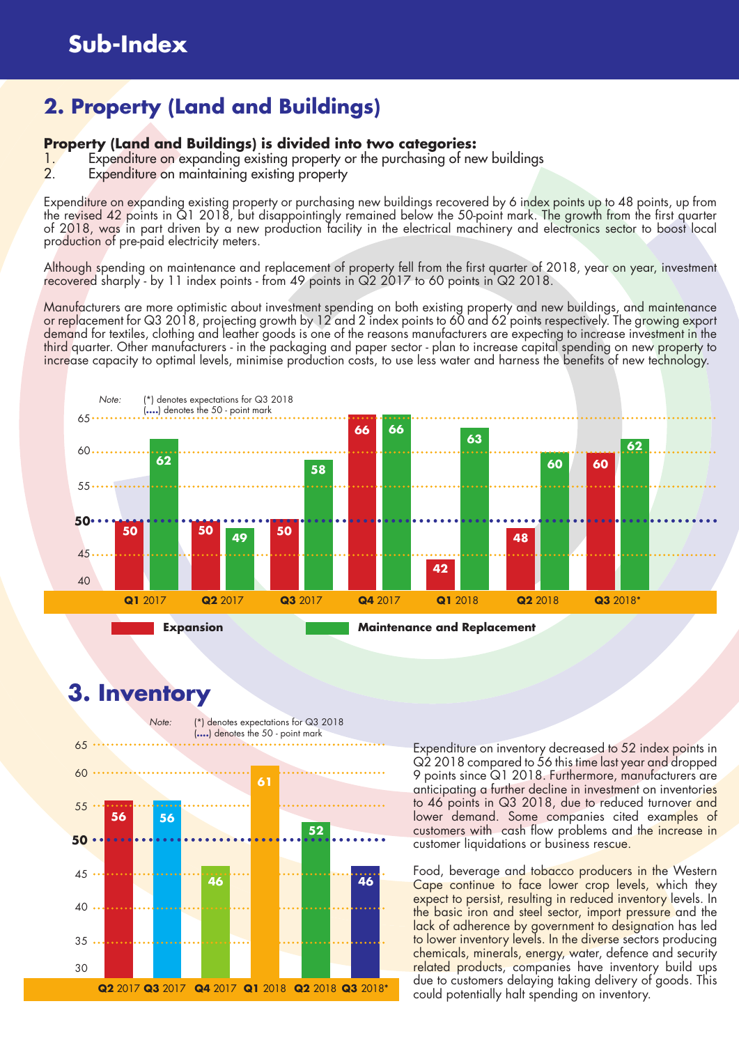# Sub-Index

## 2. Property (Land and Buildings)

**Property (Land and Buildings) is divided into two categories:**

1. Expenditure on expanding existing property or the purchasing of new buildings
2. Expenditure on maintaining existing property

Expenditure on expanding existing property or purchasing new buildings recovered by 6 index points up to 48 points, up from the revised 42 points in Q1 2018, but disappointingly remained below the 50-point mark. The growth from the first quarter of 2018, was in part driven by a new production facility in the electrical machinery and electronics sector to boost local production of pre-paid electricity meters.

Although spending on maintenance and replacement of property fell from the first quarter of 2018, year on year, investment recovered sharply - by 11 index points - from 49 points in Q2 2017 to 60 points in Q2 2018.

Manufacturers are more optimistic about investment spending on both existing property and new buildings, and maintenance or replacement for Q3 2018, projecting growth by 12 and 2 index points to 60 and 62 points respectively. The growing export demand for textiles, clothing and leather goods is one of the reasons manufacturers are expecting to increase investment in the third quarter. Other manufacturers - in the packaging and paper sector - plan to increase capital spending on new property to increase capacity to optimal levels, minimise production costs, to use less water and harness the benefits of new technology.

*Note:* (*) denotes expectations for Q3 2018
(....) denotes the 50 - point mark

65
60
55
50
45
40

50 62
50 49
50 58
66 66
42 63
48 60
60 62

Q1 2017 Q2 2017 Q3 2017 Q4 2017 Q1 2018 Q2 2018 Q3 2018*

Expansion
Maintenance and Replacement

## 3. Inventory

*Note:* (*) denotes expectations for Q3 2018
(....) denotes the 50 - point mark

65
60
55
50
45
40
35
30

56 56 46 61 52 46

Q2 2017 Q3 2017 Q4 2017 Q1 2018 Q2 2018 Q3 2018*

Expenditure on inventory decreased to 52 index points in Q2 2018 compared to 56 this time last year and dropped 9 points since Q1 2018. Furthermore, manufacturers are anticipating a further decline in investment on inventories to 46 points in Q3 2018, due to reduced turnover and lower demand. Some companies cited examples of customers with cash flow problems and the increase in customer liquidations or business rescue.

Food, beverage and tobacco producers in the Western Cape continue to face lower crop levels, which they expect to persist, resulting in reduced inventory levels. In the basic iron and steel sector, import pressure and the lack of adherence by government to designation has led to lower inventory levels. In the diverse sectors producing chemicals, minerals, energy, water, defence and security related products, companies have inventory build ups due to customers delaying taking delivery of goods. This could potentially halt spending on inventory.